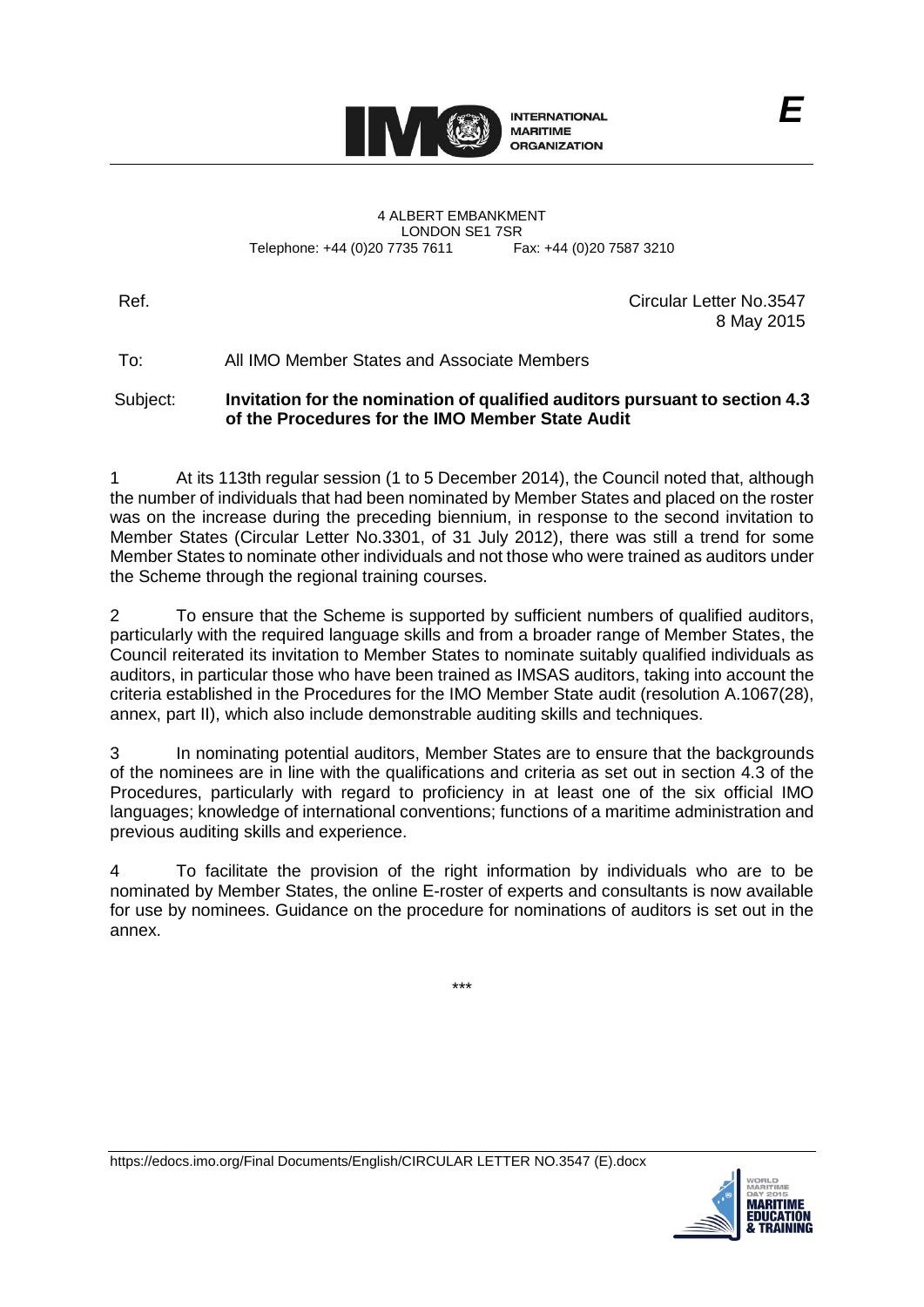INTERNATIONAL MARITIME ORGANIZATION

E

4 ALBERT EMBANKMENT
LONDON SE1 7SR
Telephone: +44 (0)20 7735 7611 Fax: +44 (0)20 7587 3210

Ref. Circular Letter No.3547
8 May 2015

To: All IMO Member States and Associate Members

Subject: **Invitation for the nomination of qualified auditors pursuant to section 4.3 of the Procedures for the IMO Member State Audit**

1 At its 113th regular session (1 to 5 December 2014), the Council noted that, although the number of individuals that had been nominated by Member States and placed on the roster was on the increase during the preceding biennium, in response to the second invitation to Member States (Circular Letter No.3301, of 31 July 2012), there was still a trend for some Member States to nominate other individuals and not those who were trained as auditors under the Scheme through the regional training courses.

2 To ensure that the Scheme is supported by sufficient numbers of qualified auditors, particularly with the required language skills and from a broader range of Member States, the Council reiterated its invitation to Member States to nominate suitably qualified individuals as auditors, in particular those who have been trained as IMSAS auditors, taking into account the criteria established in the Procedures for the IMO Member State audit (resolution A.1067(28), annex, part II), which also include demonstrable auditing skills and techniques.

3 In nominating potential auditors, Member States are to ensure that the backgrounds of the nominees are in line with the qualifications and criteria as set out in section 4.3 of the Procedures, particularly with regard to proficiency in at least one of the six official IMO languages; knowledge of international conventions; functions of a maritime administration and previous auditing skills and experience.

4 To facilitate the provision of the right information by individuals who are to be nominated by Member States, the online E-roster of experts and consultants is now available for use by nominees. Guidance on the procedure for nominations of auditors is set out in the annex.

\*\*\*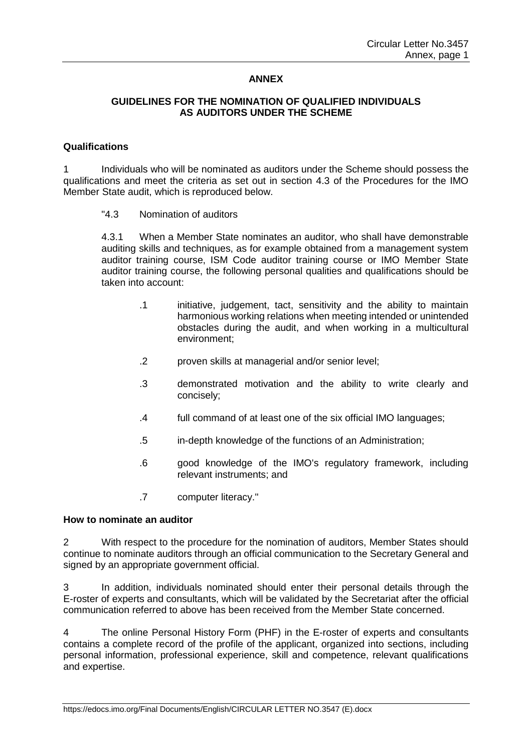## ANNEX

### GUIDELINES FOR THE NOMINATION OF QUALIFIED INDIVIDUALS AS AUDITORS UNDER THE SCHEME

**Qualifications**

1 Individuals who will be nominated as auditors under the Scheme should possess the qualifications and meet the criteria as set out in section 4.3 of the Procedures for the IMO Member State audit, which is reproduced below.

> "4.3 Nomination of auditors
>
> 4.3.1 When a Member State nominates an auditor, who shall have demonstrable auditing skills and techniques, as for example obtained from a management system auditor training course, ISM Code auditor training course or IMO Member State auditor training course, the following personal qualities and qualifications should be taken into account:
>
> .1 initiative, judgement, tact, sensitivity and the ability to maintain harmonious working relations when meeting intended or unintended obstacles during the audit, and when working in a multicultural environment;
>
> .2 proven skills at managerial and/or senior level;
>
> .3 demonstrated motivation and the ability to write clearly and concisely;
>
> .4 full command of at least one of the six official IMO languages;
>
> .5 in-depth knowledge of the functions of an Administration;
>
> .6 good knowledge of the IMO's regulatory framework, including relevant instruments; and
>
> .7 computer literacy."

**How to nominate an auditor**

2 With respect to the procedure for the nomination of auditors, Member States should continue to nominate auditors through an official communication to the Secretary General and signed by an appropriate government official.

3 In addition, individuals nominated should enter their personal details through the E-roster of experts and consultants, which will be validated by the Secretariat after the official communication referred to above has been received from the Member State concerned.

4 The online Personal History Form (PHF) in the E-roster of experts and consultants contains a complete record of the profile of the applicant, organized into sections, including personal information, professional experience, skill and competence, relevant qualifications and expertise.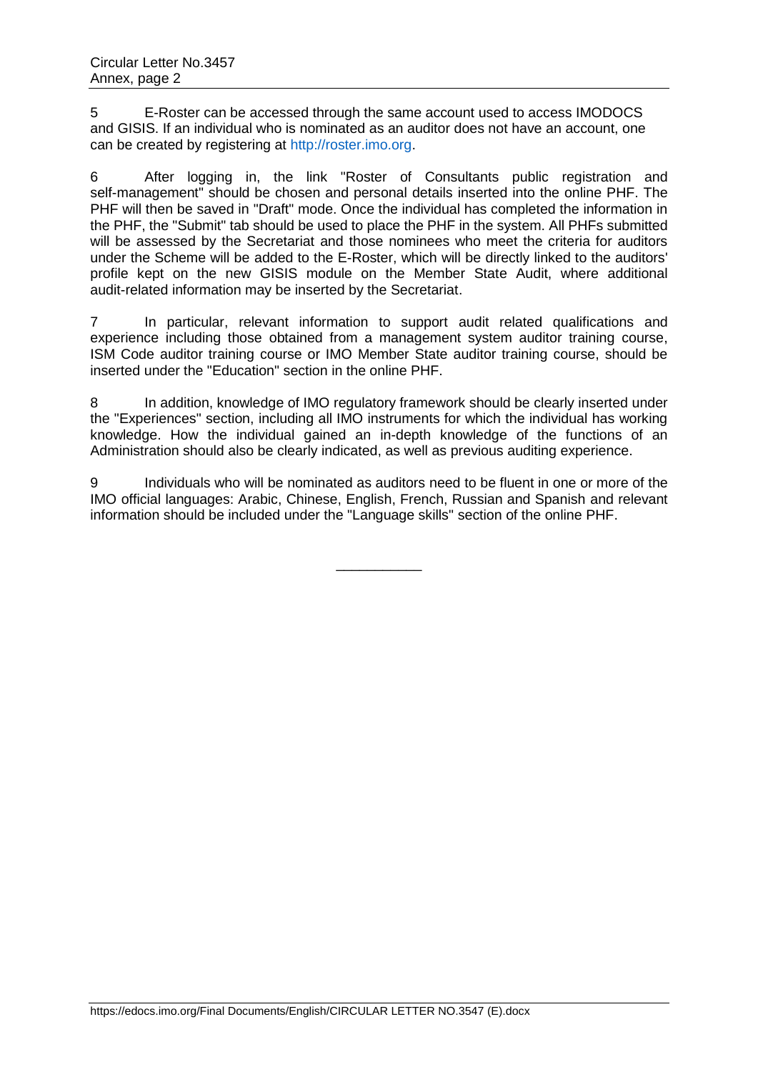5 E-Roster can be accessed through the same account used to access IMODOCS and GISIS. If an individual who is nominated as an auditor does not have an account, one can be created by registering at http://roster.imo.org.

6 After logging in, the link "Roster of Consultants public registration and self-management" should be chosen and personal details inserted into the online PHF. The PHF will then be saved in "Draft" mode. Once the individual has completed the information in the PHF, the "Submit" tab should be used to place the PHF in the system. All PHFs submitted will be assessed by the Secretariat and those nominees who meet the criteria for auditors under the Scheme will be added to the E-Roster, which will be directly linked to the auditors' profile kept on the new GISIS module on the Member State Audit, where additional audit-related information may be inserted by the Secretariat.

7 In particular, relevant information to support audit related qualifications and experience including those obtained from a management system auditor training course, ISM Code auditor training course or IMO Member State auditor training course, should be inserted under the "Education" section in the online PHF.

8 In addition, knowledge of IMO regulatory framework should be clearly inserted under the "Experiences" section, including all IMO instruments for which the individual has working knowledge. How the individual gained an in-depth knowledge of the functions of an Administration should also be clearly indicated, as well as previous auditing experience.

9 Individuals who will be nominated as auditors need to be fluent in one or more of the IMO official languages: Arabic, Chinese, English, French, Russian and Spanish and relevant information should be included under the "Language skills" section of the online PHF.

\_\_\_\_\_\_\_\_\_\_\_